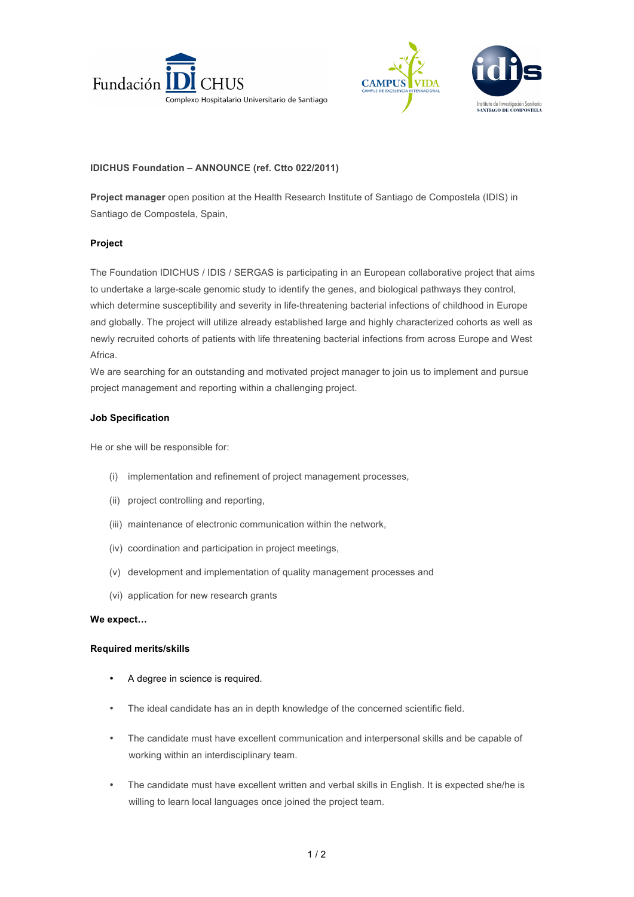**IDICHUS Foundation – ANNOUNCE (ref. Ctto 022/2011)**

**Project manager** open position at the Health Research Institute of Santiago de Compostela (IDIS) in Santiago de Compostela, Spain,

**Project**

The Foundation IDICHUS / IDIS / SERGAS is participating in an European collaborative project that aims to undertake a large-scale genomic study to identify the genes, and biological pathways they control, which determine susceptibility and severity in life-threatening bacterial infections of childhood in Europe and globally. The project will utilize already established large and highly characterized cohorts as well as newly recruited cohorts of patients with life threatening bacterial infections from across Europe and West Africa.

We are searching for an outstanding and motivated project manager to join us to implement and pursue project management and reporting within a challenging project.

**Job Specification**

He or she will be responsible for:

(i) implementation and refinement of project management processes,

(ii) project controlling and reporting,

(iii) maintenance of electronic communication within the network,

(iv) coordination and participation in project meetings,

(v) development and implementation of quality management processes and

(vi) application for new research grants

**We expect…**

**Required merits/skills**

- A degree in science is required.
- The ideal candidate has an in depth knowledge of the concerned scientific field.
- The candidate must have excellent communication and interpersonal skills and be capable of working within an interdisciplinary team.
- The candidate must have excellent written and verbal skills in English. It is expected she/he is willing to learn local languages once joined the project team.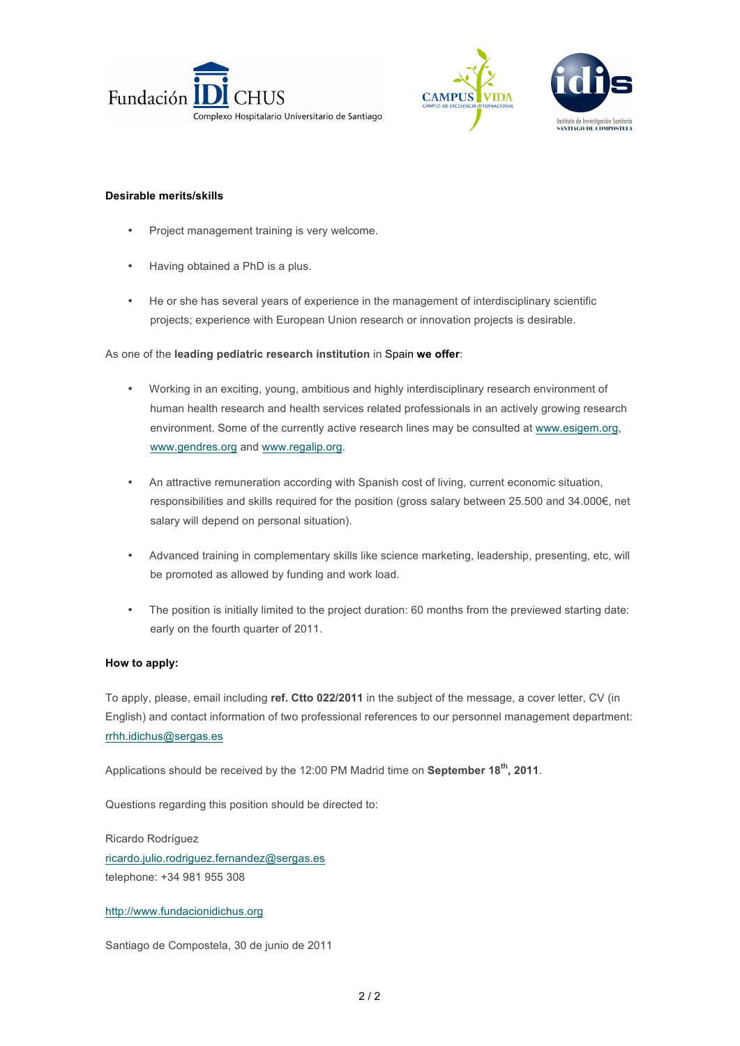**Desirable merits/skills**

- Project management training is very welcome.
- Having obtained a PhD is a plus.
- He or she has several years of experience in the management of interdisciplinary scientific projects; experience with European Union research or innovation projects is desirable.

As one of the **leading pediatric research institution** in Spain **we offer**:

- Working in an exciting, young, ambitious and highly interdisciplinary research environment of human health research and health services related professionals in an actively growing research environment. Some of the currently active research lines may be consulted at www.esigem.org, www.gendres.org and www.regalip.org.
- An attractive remuneration according with Spanish cost of living, current economic situation, responsibilities and skills required for the position (gross salary between 25.500 and 34.000€, net salary will depend on personal situation).
- Advanced training in complementary skills like science marketing, leadership, presenting, etc, will be promoted as allowed by funding and work load.
- The position is initially limited to the project duration: 60 months from the previewed starting date: early on the fourth quarter of 2011.

**How to apply:**

To apply, please, email including **ref. Ctto 022/2011** in the subject of the message, a cover letter, CV (in English) and contact information of two professional references to our personnel management department: rrhh.idichus@sergas.es

Applications should be received by the 12:00 PM Madrid time on **September 18th, 2011**.

Questions regarding this position should be directed to:

Ricardo Rodríguez
ricardo.julio.rodriguez.fernandez@sergas.es
telephone: +34 981 955 308

http://www.fundacionidichus.org

Santiago de Compostela, 30 de junio de 2011